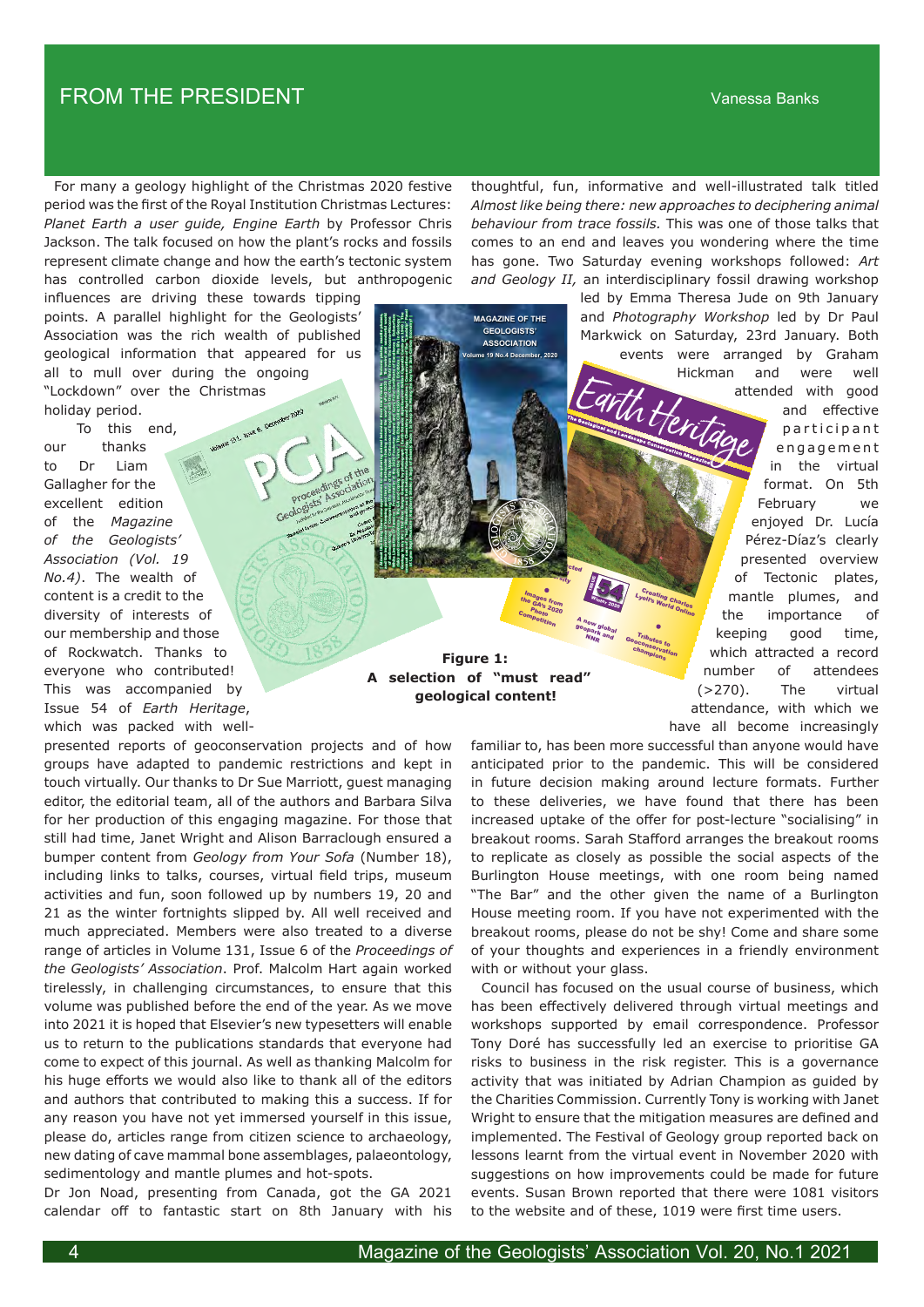# FROM THE PRESIDENT

Vanessa Banks

For many a geology highlight of the Christmas 2020 festive period was the first of the Royal Institution Christmas Lectures: *Planet Earth a user guide, Engine Earth* by Professor Chris Jackson. The talk focused on how the plant's rocks and fossils represent climate change and how the earth's tectonic system has controlled carbon dioxide levels, but anthropogenic influences are driving these towards tipping points. A parallel highlight for the Geologists' Association was the rich wealth of published geological information that appeared for us all to mull over during the ongoing "Lockdown" over the Christmas holiday period.

To this end, our thanks to Dr Liam Gallagher for the excellent edition of the *Magazine of the Geologists' Association (Vol. 19 No.4)*. The wealth of content is a credit to the diversity of interests of our membership and those of Rockwatch. Thanks to everyone who contributed! This was accompanied by Issue 54 of *Earth Heritage*, which was packed with well-presented reports of geoconservation projects and of how groups have adapted to pandemic restrictions and kept in touch virtually. Our thanks to Dr Sue Marriott, guest managing editor, the editorial team, all of the authors and Barbara Silva for her production of this engaging magazine. For those that still had time, Janet Wright and Alison Barraclough ensured a bumper content from *Geology from Your Sofa* (Number 18), including links to talks, courses, virtual field trips, museum activities and fun, soon followed up by numbers 19, 20 and 21 as the winter fortnights slipped by. All well received and much appreciated. Members were also treated to a diverse range of articles in Volume 131, Issue 6 of the *Proceedings of the Geologists' Association*. Prof. Malcolm Hart again worked tirelessly, in challenging circumstances, to ensure that this volume was published before the end of the year. As we move into 2021 it is hoped that Elsevier's new typesetters will enable us to return to the publications standards that everyone had come to expect of this journal. As well as thanking Malcolm for his huge efforts we would also like to thank all of the editors and authors that contributed to making this a success. If for any reason you have not yet immersed yourself in this issue, please do, articles range from citizen science to archaeology, new dating of cave mammal bone assemblages, palaeontology, sedimentology and mantle plumes and hot-spots.

Dr Jon Noad, presenting from Canada, got the GA 2021 calendar off to fantastic start on 8th January with his thoughtful, fun, informative and well-illustrated talk titled *Almost like being there: new approaches to deciphering animal behaviour from trace fossils.* This was one of those talks that comes to an end and leaves you wondering where the time has gone. Two Saturday evening workshops followed: *Art and Geology II,* an interdisciplinary fossil drawing workshop led by Emma Theresa Jude on 9th January and *Photography Workshop* led by Dr Paul Markwick on Saturday, 23rd January. Both events were arranged by Graham Hickman and were well attended with good and effective participant engagement in the virtual format. On 5th February we enjoyed Dr. Lucía Pérez-Díaz's clearly presented overview of Tectonic plates, mantle plumes, and the importance of keeping good time, which attracted a record number of attendees (>270). The virtual attendance, with which we have all become increasingly familiar to, has been more successful than anyone would have anticipated prior to the pandemic. This will be considered in future decision making around lecture formats. Further to these deliveries, we have found that there has been increased uptake of the offer for post-lecture "socialising" in breakout rooms. Sarah Stafford arranges the breakout rooms to replicate as closely as possible the social aspects of the Burlington House meetings, with one room being named "The Bar" and the other given the name of a Burlington House meeting room. If you have not experimented with the breakout rooms, please do not be shy! Come and share some of your thoughts and experiences in a friendly environment with or without your glass.

**Figure 1: A selection of "must read" geological content!**

Council has focused on the usual course of business, which has been effectively delivered through virtual meetings and workshops supported by email correspondence. Professor Tony Doré has successfully led an exercise to prioritise GA risks to business in the risk register. This is a governance activity that was initiated by Adrian Champion as guided by the Charities Commission. Currently Tony is working with Janet Wright to ensure that the mitigation measures are defined and implemented. The Festival of Geology group reported back on lessons learnt from the virtual event in November 2020 with suggestions on how improvements could be made for future events. Susan Brown reported that there were 1081 visitors to the website and of these, 1019 were first time users.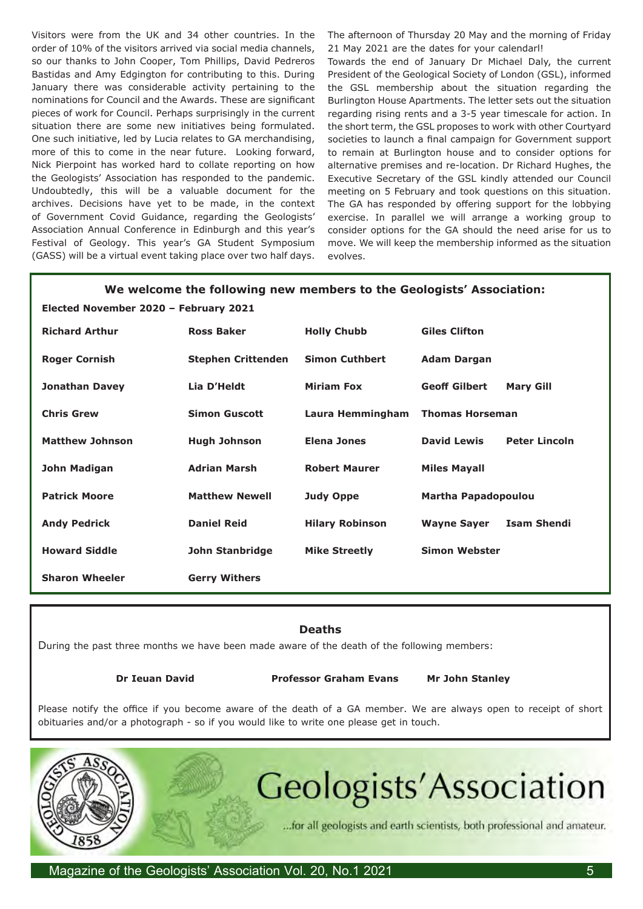Visitors were from the UK and 34 other countries. In the order of 10% of the visitors arrived via social media channels, so our thanks to John Cooper, Tom Phillips, David Pedreros Bastidas and Amy Edgington for contributing to this. During January there was considerable activity pertaining to the nominations for Council and the Awards. These are significant pieces of work for Council. Perhaps surprisingly in the current situation there are some new initiatives being formulated. One such initiative, led by Lucia relates to GA merchandising, more of this to come in the near future. Looking forward, Nick Pierpoint has worked hard to collate reporting on how the Geologists' Association has responded to the pandemic. Undoubtedly, this will be a valuable document for the archives. Decisions have yet to be made, in the context of Government Covid Guidance, regarding the Geologists' Association Annual Conference in Edinburgh and this year's Festival of Geology. This year's GA Student Symposium (GASS) will be a virtual event taking place over two half days. The afternoon of Thursday 20 May and the morning of Friday 21 May 2021 are the dates for your calendar!

Towards the end of January Dr Michael Daly, the current President of the Geological Society of London (GSL), informed the GSL membership about the situation regarding the Burlington House Apartments. The letter sets out the situation regarding rising rents and a 3-5 year timescale for action. In the short term, the GSL proposes to work with other Courtyard societies to launch a final campaign for Government support to remain at Burlington house and to consider options for alternative premises and re-location. Dr Richard Hughes, the Executive Secretary of the GSL kindly attended our Council meeting on 5 February and took questions on this situation. The GA has responded by offering support for the lobbying exercise. In parallel we will arrange a working group to consider options for the GA should the need arise for us to move. We will keep the membership informed as the situation evolves.

## We welcome the following new members to the Geologists' Association:

**Elected November 2020 – February 2021**

**Richard Arthur**, **Ross Baker**, **Holly Chubb**, **Giles Clifton**, **Roger Cornish**, **Stephen Crittenden**, **Simon Cuthbert**, **Adam Dargan**, **Jonathan Davey**, **Lia D'Heldt**, **Miriam Fox**, **Geoff Gilbert**, **Mary Gill**, **Chris Grew**, **Simon Guscott**, **Laura Hemmingham**, **Thomas Horseman**, **Matthew Johnson**, **Hugh Johnson**, **Elena Jones**, **David Lewis**, **Peter Lincoln**, **John Madigan**, **Adrian Marsh**, **Robert Maurer**, **Miles Mayall**, **Patrick Moore**, **Matthew Newell**, **Judy Oppe**, **Martha Papadopoulou**, **Andy Pedrick**, **Daniel Reid**, **Hilary Robinson**, **Wayne Sayer**, **Isam Shendi**, **Howard Siddle**, **John Stanbridge**, **Mike Streetly**, **Simon Webster**, **Sharon Wheeler**, **Gerry Withers**

## Deaths

During the past three months we have been made aware of the death of the following members:

**Dr Ieuan David** **Professor Graham Evans** **Mr John Stanley**

Please notify the office if you become aware of the death of a GA member. We are always open to receipt of short obituaries and/or a photograph - so if you would like to write one please get in touch.

Geologists' Association

...for all geologists and earth scientists, both professional and amateur.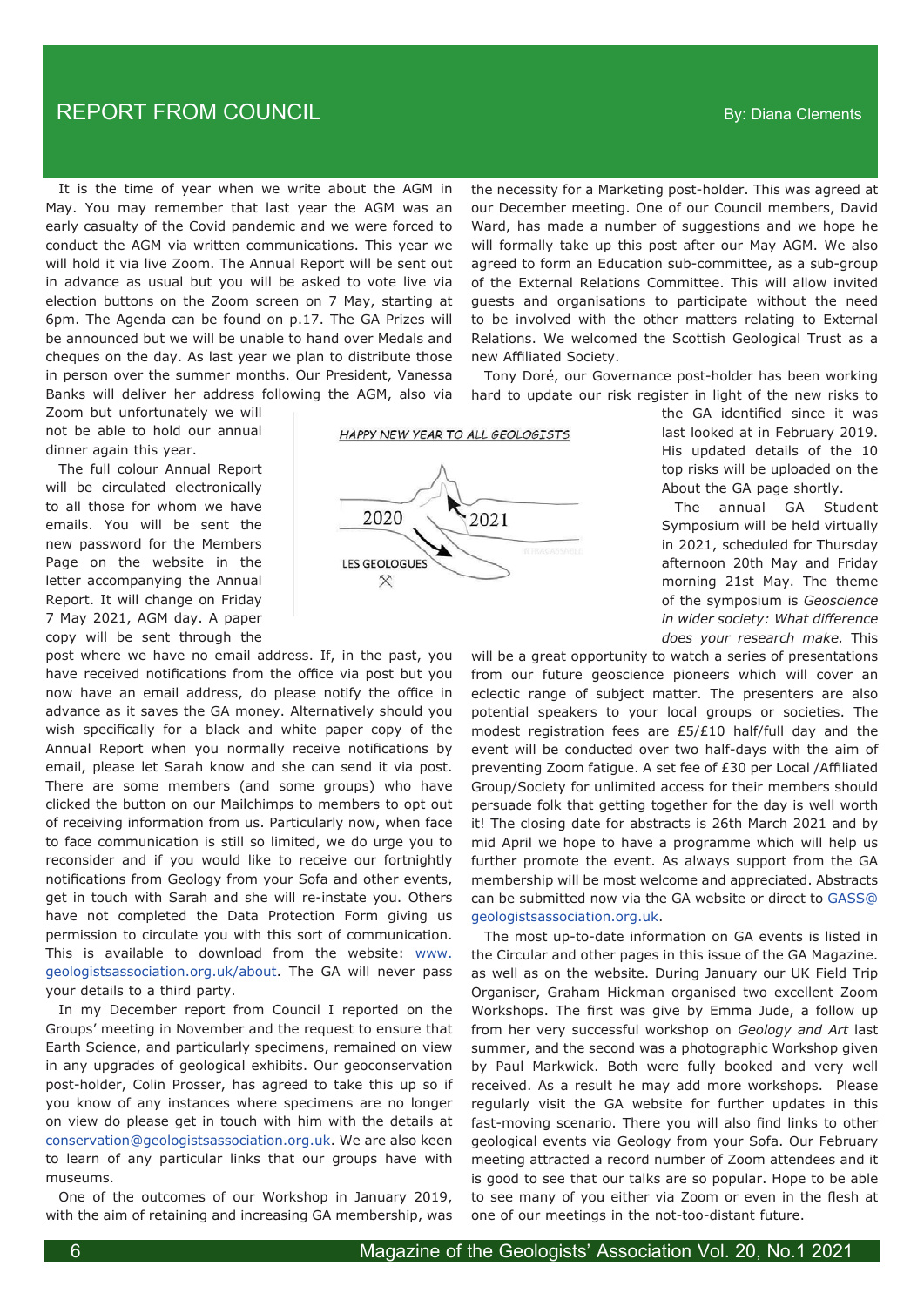# REPORT FROM COUNCIL

By: Diana Clements

It is the time of year when we write about the AGM in May. You may remember that last year the AGM was an early casualty of the Covid pandemic and we were forced to conduct the AGM via written communications. This year we will hold it via live Zoom. The Annual Report will be sent out in advance as usual but you will be asked to vote live via election buttons on the Zoom screen on 7 May, starting at 6pm. The Agenda can be found on p.17. The GA Prizes will be announced but we will be unable to hand over Medals and cheques on the day. As last year we plan to distribute those in person over the summer months. Our President, Vanessa Banks will deliver her address following the AGM, also via Zoom but unfortunately we will not be able to hold our annual dinner again this year.

The full colour Annual Report will be circulated electronically to all those for whom we have emails. You will be sent the new password for the Members Page on the website in the letter accompanying the Annual Report. It will change on Friday 7 May 2021, AGM day. A paper copy will be sent through the post where we have no email address. If, in the past, you have received notifications from the office via post but you now have an email address, do please notify the office in advance as it saves the GA money. Alternatively should you wish specifically for a black and white paper copy of the Annual Report when you normally receive notifications by email, please let Sarah know and she can send it via post. There are some members (and some groups) who have clicked the button on our Mailchimps to members to opt out of receiving information from us. Particularly now, when face to face communication is still so limited, we do urge you to reconsider and if you would like to receive our fortnightly notifications from Geology from your Sofa and other events, get in touch with Sarah and she will re-instate you. Others have not completed the Data Protection Form giving us permission to circulate you with this sort of communication. This is available to download from the website: www.geologistsassociation.org.uk/about. The GA will never pass your details to a third party.

In my December report from Council I reported on the Groups' meeting in November and the request to ensure that Earth Science, and particularly specimens, remained on view in any upgrades of geological exhibits. Our geoconservation post-holder, Colin Prosser, has agreed to take this up so if you know of any instances where specimens are no longer on view do please get in touch with him with the details at conservation@geologistsassociation.org.uk. We are also keen to learn of any particular links that our groups have with museums.

One of the outcomes of our Workshop in January 2019, with the aim of retaining and increasing GA membership, was the necessity for a Marketing post-holder. This was agreed at our December meeting. One of our Council members, David Ward, has made a number of suggestions and we hope he will formally take up this post after our May AGM. We also agreed to form an Education sub-committee, as a sub-group of the External Relations Committee. This will allow invited guests and organisations to participate without the need to be involved with the other matters relating to External Relations. We welcomed the Scottish Geological Trust as a new Affiliated Society.

Tony Doré, our Governance post-holder has been working hard to update our risk register in light of the new risks to the GA identified since it was last looked at in February 2019. His updated details of the 10 top risks will be uploaded on the About the GA page shortly.

HAPPY NEW YEAR TO ALL GEOLOGISTS

2020

2021

LES GEOLOGUES

The annual GA Student Symposium will be held virtually in 2021, scheduled for Thursday afternoon 20th May and Friday morning 21st May. The theme of the symposium is *Geoscience in wider society: What difference does your research make.* This will be a great opportunity to watch a series of presentations from our future geoscience pioneers which will cover an eclectic range of subject matter. The presenters are also potential speakers to your local groups or societies. The modest registration fees are £5/£10 half/full day and the event will be conducted over two half-days with the aim of preventing Zoom fatigue. A set fee of £30 per Local /Affiliated Group/Society for unlimited access for their members should persuade folk that getting together for the day is well worth it! The closing date for abstracts is 26th March 2021 and by mid April we hope to have a programme which will help us further promote the event. As always support from the GA membership will be most welcome and appreciated. Abstracts can be submitted now via the GA website or direct to GASS@geologistsassociation.org.uk.

The most up-to-date information on GA events is listed in the Circular and other pages in this issue of the GA Magazine. as well as on the website. During January our UK Field Trip Organiser, Graham Hickman organised two excellent Zoom Workshops. The first was give by Emma Jude, a follow up from her very successful workshop on *Geology and Art* last summer, and the second was a photographic Workshop given by Paul Markwick. Both were fully booked and very well received. As a result he may add more workshops. Please regularly visit the GA website for further updates in this fast-moving scenario. There you will also find links to other geological events via Geology from your Sofa. Our February meeting attracted a record number of Zoom attendees and it is good to see that our talks are so popular. Hope to be able to see many of you either via Zoom or even in the flesh at one of our meetings in the not-too-distant future.